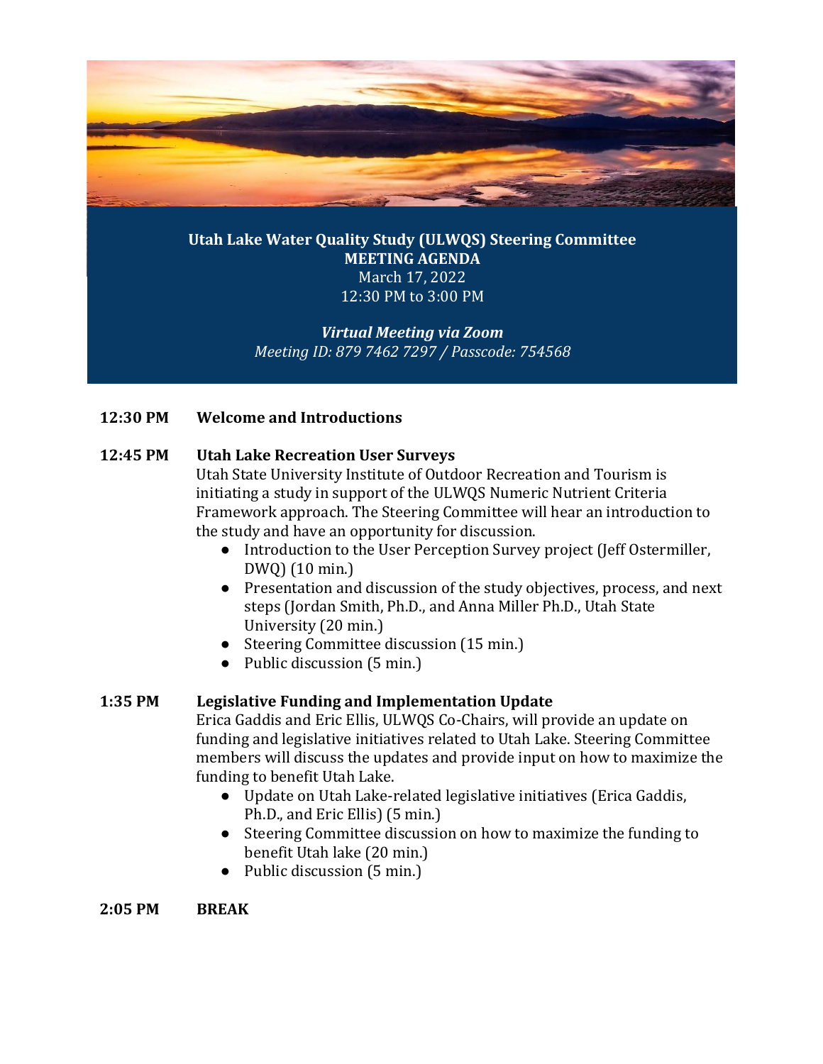**Utah Lake Water Quality Study (ULWQS) Steering Committee**
**MEETING AGENDA**
March 17, 2022
12:30 PM to 3:00 PM

***Virtual Meeting via Zoom***
*Meeting ID: 879 7462 7297 / Passcode: 754568*

**12:30 PM Welcome and Introductions**

**12:45 PM Utah Lake Recreation User Surveys**

Utah State University Institute of Outdoor Recreation and Tourism is initiating a study in support of the ULWQS Numeric Nutrient Criteria Framework approach. The Steering Committee will hear an introduction to the study and have an opportunity for discussion.

- Introduction to the User Perception Survey project (Jeff Ostermiller, DWQ) (10 min.)
- Presentation and discussion of the study objectives, process, and next steps (Jordan Smith, Ph.D., and Anna Miller Ph.D., Utah State University (20 min.)
- Steering Committee discussion (15 min.)
- Public discussion (5 min.)

**1:35 PM Legislative Funding and Implementation Update**

Erica Gaddis and Eric Ellis, ULWQS Co-Chairs, will provide an update on funding and legislative initiatives related to Utah Lake. Steering Committee members will discuss the updates and provide input on how to maximize the funding to benefit Utah Lake.

- Update on Utah Lake-related legislative initiatives (Erica Gaddis, Ph.D., and Eric Ellis) (5 min.)
- Steering Committee discussion on how to maximize the funding to benefit Utah lake (20 min.)
- Public discussion (5 min.)

**2:05 PM BREAK**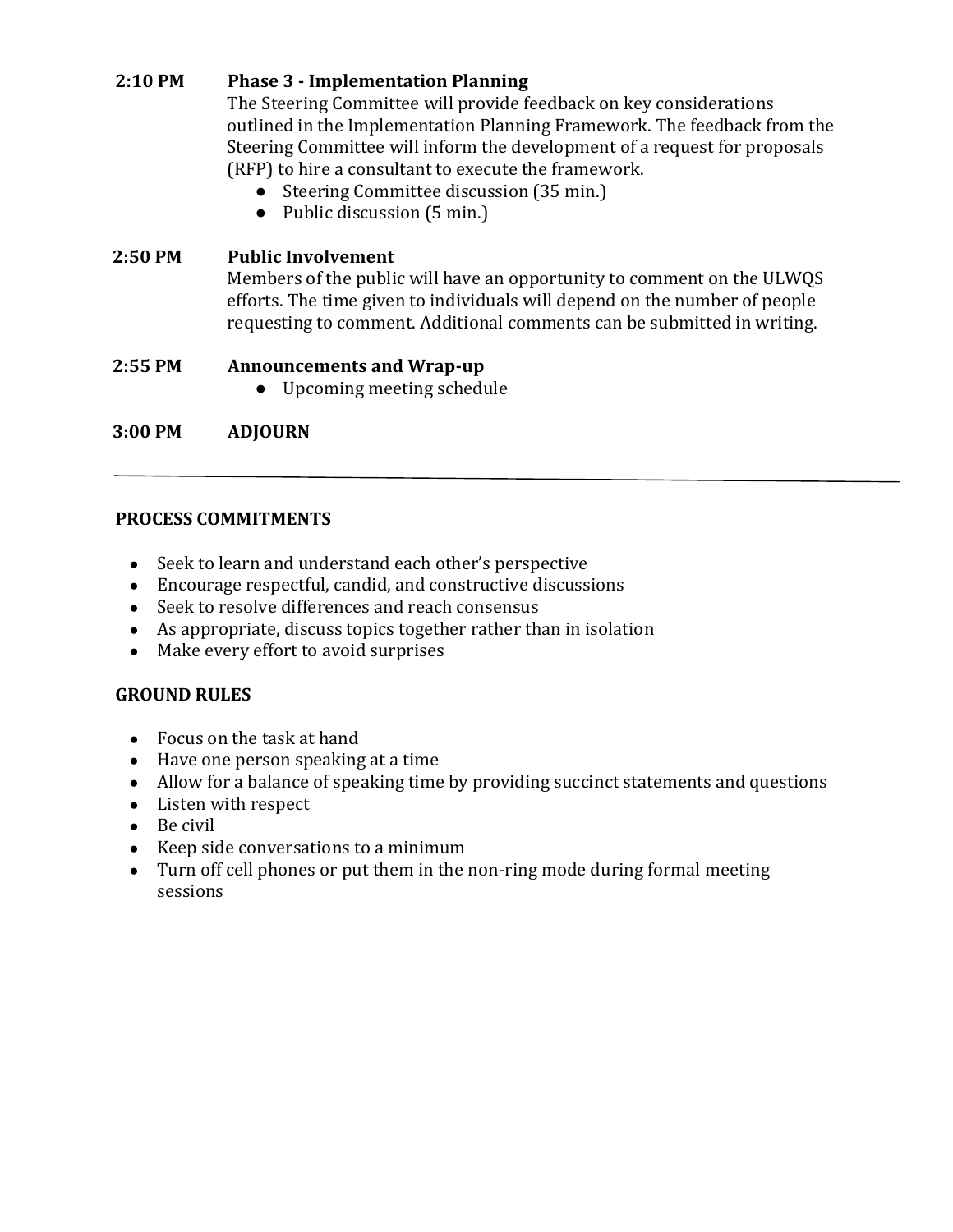**2:10 PM** **Phase 3 - Implementation Planning**

The Steering Committee will provide feedback on key considerations outlined in the Implementation Planning Framework. The feedback from the Steering Committee will inform the development of a request for proposals (RFP) to hire a consultant to execute the framework.

- Steering Committee discussion (35 min.)
- Public discussion (5 min.)

**2:50 PM** **Public Involvement**

Members of the public will have an opportunity to comment on the ULWQS efforts. The time given to individuals will depend on the number of people requesting to comment. Additional comments can be submitted in writing.

**2:55 PM** **Announcements and Wrap-up**

- Upcoming meeting schedule

**3:00 PM** **ADJOURN**

---

**PROCESS COMMITMENTS**

- Seek to learn and understand each other's perspective
- Encourage respectful, candid, and constructive discussions
- Seek to resolve differences and reach consensus
- As appropriate, discuss topics together rather than in isolation
- Make every effort to avoid surprises

**GROUND RULES**

- Focus on the task at hand
- Have one person speaking at a time
- Allow for a balance of speaking time by providing succinct statements and questions
- Listen with respect
- Be civil
- Keep side conversations to a minimum
- Turn off cell phones or put them in the non-ring mode during formal meeting sessions